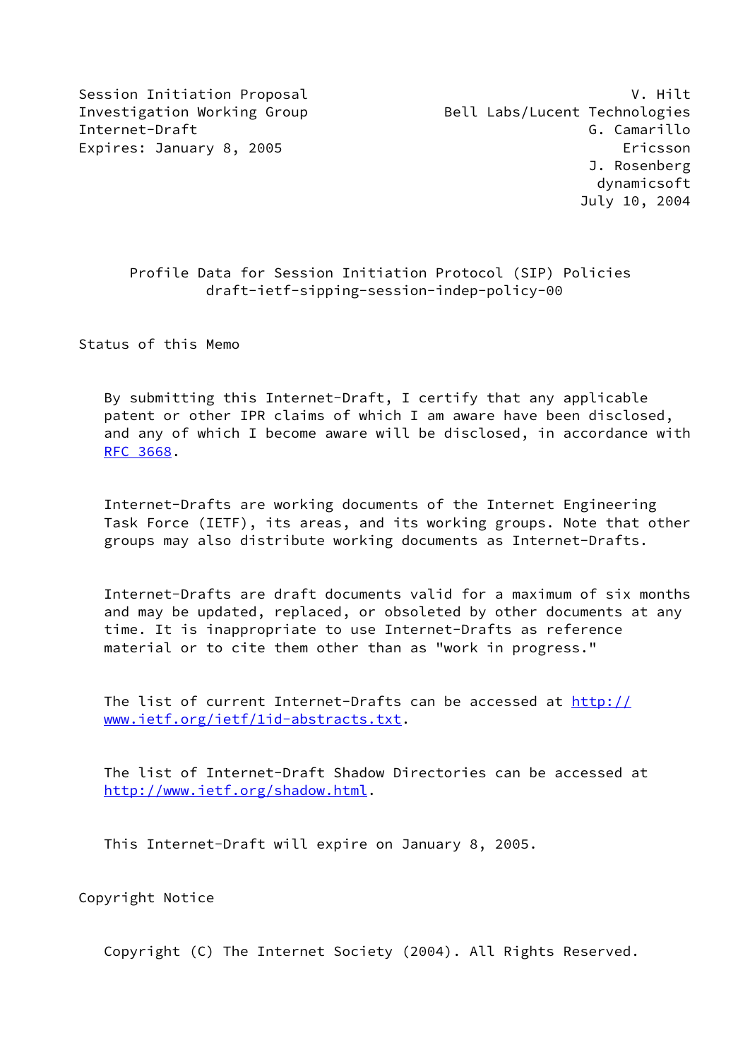Session Initiation Proposal Investigation Working Group
Internet-Draft
Expires: January 8, 2005

V. Hilt
Bell Labs/Lucent Technologies
G. Camarillo
Ericsson
J. Rosenberg
dynamicsoft
July 10, 2004

# Profile Data for Session Initiation Protocol (SIP) Policies
draft-ietf-sipping-session-indep-policy-00

## Status of this Memo

By submitting this Internet-Draft, I certify that any applicable patent or other IPR claims of which I am aware have been disclosed, and any of which I become aware will be disclosed, in accordance with RFC 3668.

Internet-Drafts are working documents of the Internet Engineering Task Force (IETF), its areas, and its working groups. Note that other groups may also distribute working documents as Internet-Drafts.

Internet-Drafts are draft documents valid for a maximum of six months and may be updated, replaced, or obsoleted by other documents at any time. It is inappropriate to use Internet-Drafts as reference material or to cite them other than as "work in progress."

The list of current Internet-Drafts can be accessed at http://www.ietf.org/ietf/1id-abstracts.txt.

The list of Internet-Draft Shadow Directories can be accessed at http://www.ietf.org/shadow.html.

This Internet-Draft will expire on January 8, 2005.

## Copyright Notice

Copyright (C) The Internet Society (2004). All Rights Reserved.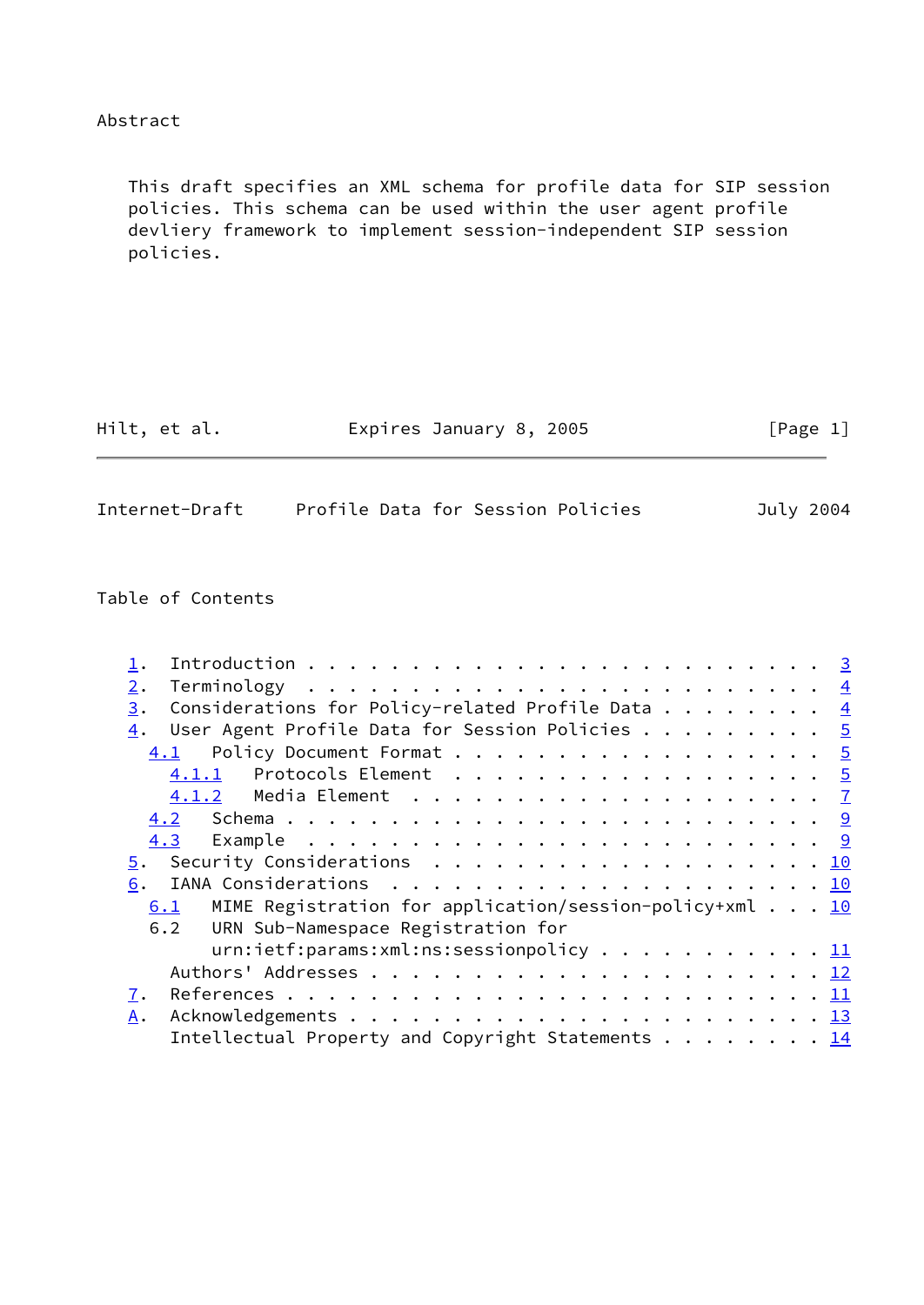Abstract

This draft specifies an XML schema for profile data for SIP session policies. This schema can be used within the user agent profile devliery framework to implement session-independent SIP session policies.

Table of Contents

1. Introduction . . . . . . . . . . . . . . . . . . . . . . . . 3
2. Terminology . . . . . . . . . . . . . . . . . . . . . . . . 4
3. Considerations for Policy-related Profile Data . . . . . . . . 4
4. User Agent Profile Data for Session Policies . . . . . . . . . 5
   4.1 Policy Document Format . . . . . . . . . . . . . . . . . . 5
      4.1.1 Protocols Element . . . . . . . . . . . . . . . . . . 5
      4.1.2 Media Element . . . . . . . . . . . . . . . . . . . . 7
   4.2 Schema . . . . . . . . . . . . . . . . . . . . . . . . . . 9
   4.3 Example . . . . . . . . . . . . . . . . . . . . . . . . . 9
5. Security Considerations . . . . . . . . . . . . . . . . . . . 10
6. IANA Considerations . . . . . . . . . . . . . . . . . . . . . 10
   6.1 MIME Registration for application/session-policy+xml . . . 10
   6.2 URN Sub-Namespace Registration for urn:ietf:params:xml:ns:sessionpolicy . . . . . . . . . . . 11
   Authors' Addresses . . . . . . . . . . . . . . . . . . . . . . 12
7. References . . . . . . . . . . . . . . . . . . . . . . . . . 11
A. Acknowledgements . . . . . . . . . . . . . . . . . . . . . . . 13
   Intellectual Property and Copyright Statements . . . . . . . . 14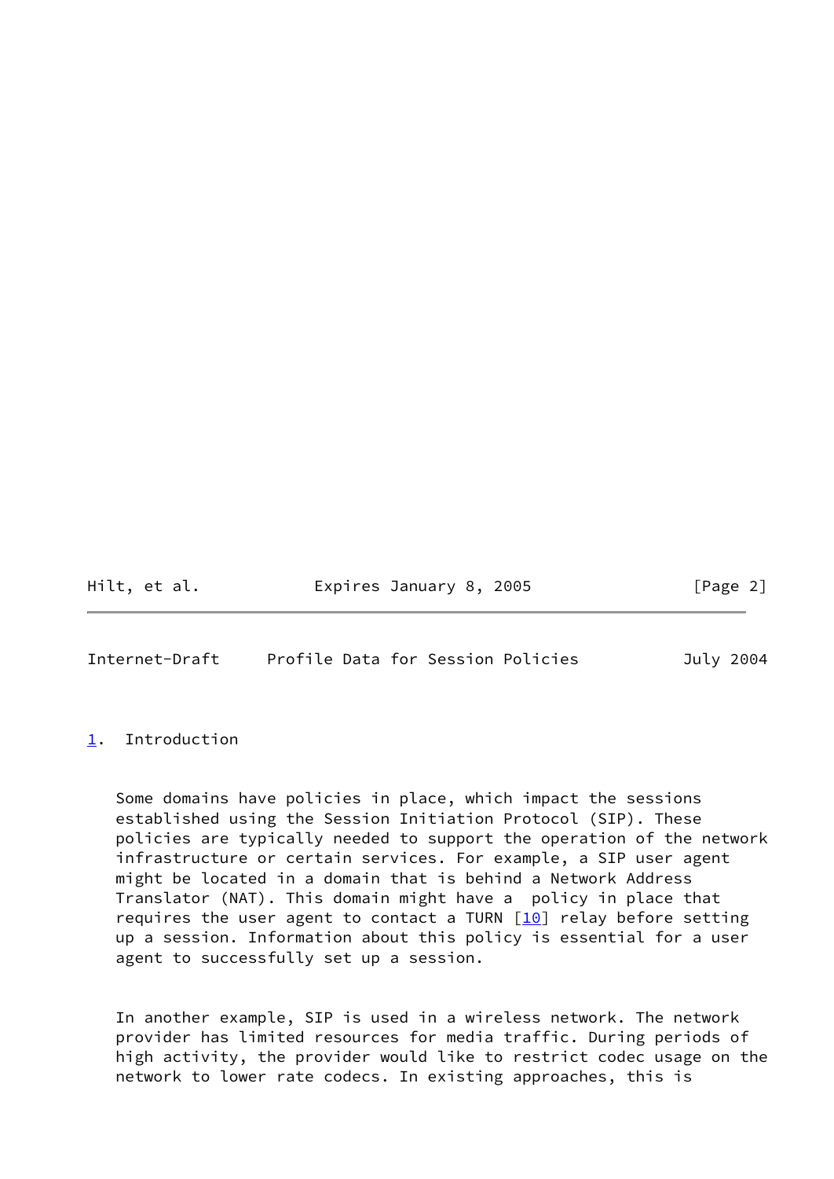## 1. Introduction

Some domains have policies in place, which impact the sessions established using the Session Initiation Protocol (SIP). These policies are typically needed to support the operation of the network infrastructure or certain services. For example, a SIP user agent might be located in a domain that is behind a Network Address Translator (NAT). This domain might have a policy in place that requires the user agent to contact a TURN [10] relay before setting up a session. Information about this policy is essential for a user agent to successfully set up a session.

In another example, SIP is used in a wireless network. The network provider has limited resources for media traffic. During periods of high activity, the provider would like to restrict codec usage on the network to lower rate codecs. In existing approaches, this is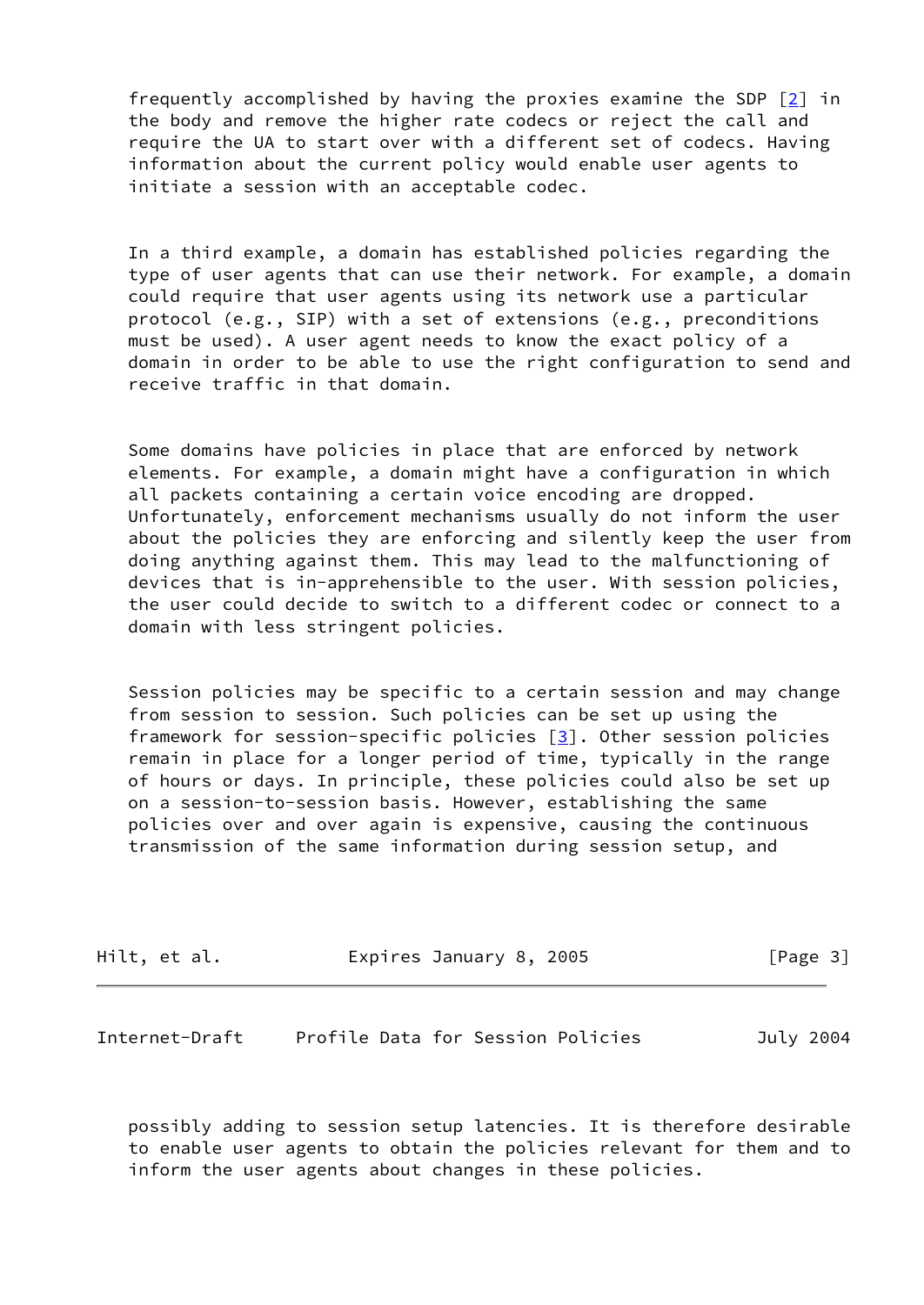frequently accomplished by having the proxies examine the SDP [2] in the body and remove the higher rate codecs or reject the call and require the UA to start over with a different set of codecs. Having information about the current policy would enable user agents to initiate a session with an acceptable codec.

In a third example, a domain has established policies regarding the type of user agents that can use their network. For example, a domain could require that user agents using its network use a particular protocol (e.g., SIP) with a set of extensions (e.g., preconditions must be used). A user agent needs to know the exact policy of a domain in order to be able to use the right configuration to send and receive traffic in that domain.

Some domains have policies in place that are enforced by network elements. For example, a domain might have a configuration in which all packets containing a certain voice encoding are dropped. Unfortunately, enforcement mechanisms usually do not inform the user about the policies they are enforcing and silently keep the user from doing anything against them. This may lead to the malfunctioning of devices that is in-apprehensible to the user. With session policies, the user could decide to switch to a different codec or connect to a domain with less stringent policies.

Session policies may be specific to a certain session and may change from session to session. Such policies can be set up using the framework for session-specific policies [3]. Other session policies remain in place for a longer period of time, typically in the range of hours or days. In principle, these policies could also be set up on a session-to-session basis. However, establishing the same policies over and over again is expensive, causing the continuous transmission of the same information during session setup, and possibly adding to session setup latencies. It is therefore desirable to enable user agents to obtain the policies relevant for them and to inform the user agents about changes in these policies.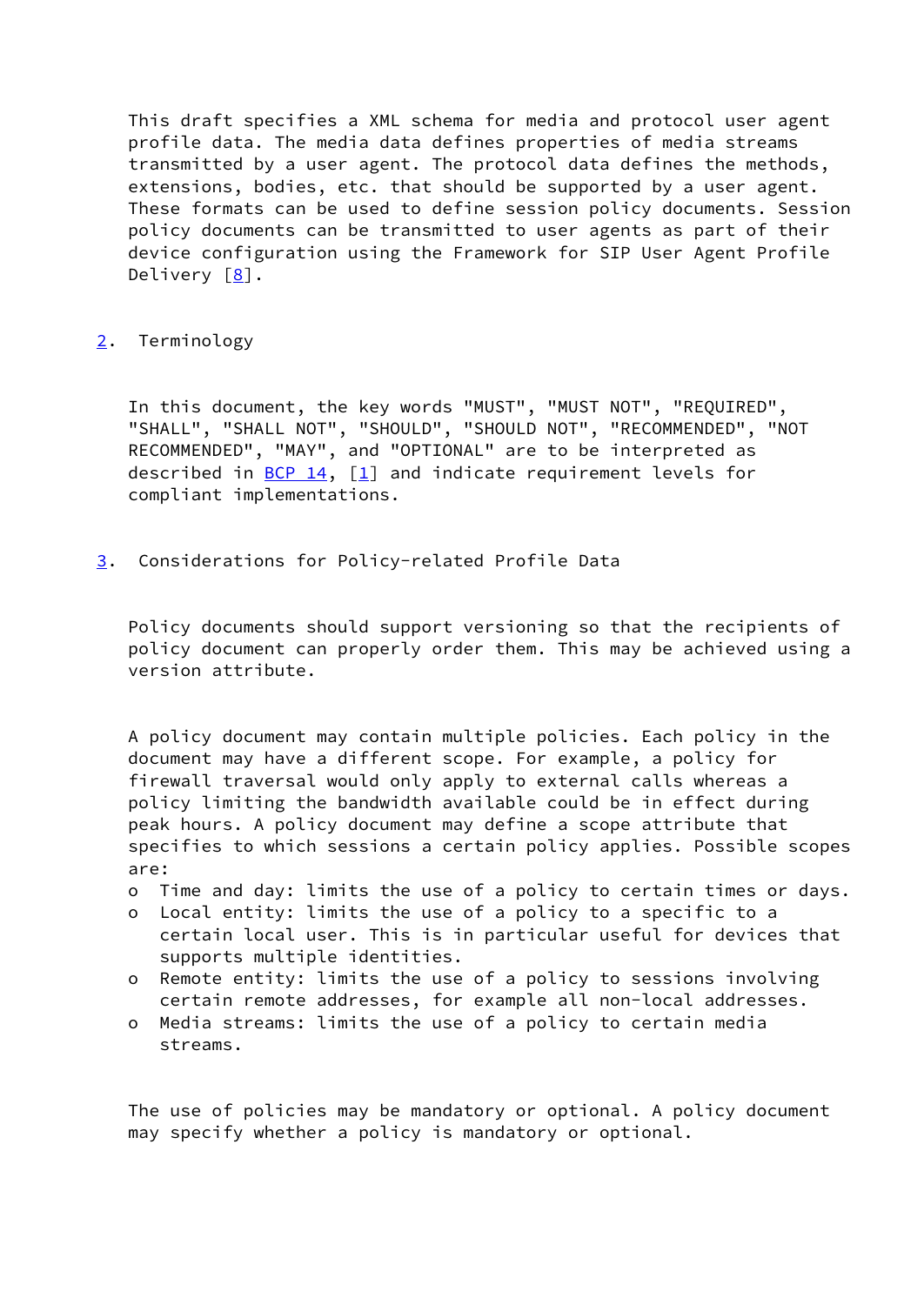This draft specifies a XML schema for media and protocol user agent profile data. The media data defines properties of media streams transmitted by a user agent. The protocol data defines the methods, extensions, bodies, etc. that should be supported by a user agent. These formats can be used to define session policy documents. Session policy documents can be transmitted to user agents as part of their device configuration using the Framework for SIP User Agent Profile Delivery [8].

## 2. Terminology

In this document, the key words "MUST", "MUST NOT", "REQUIRED", "SHALL", "SHALL NOT", "SHOULD", "SHOULD NOT", "RECOMMENDED", "NOT RECOMMENDED", "MAY", and "OPTIONAL" are to be interpreted as described in BCP 14, [1] and indicate requirement levels for compliant implementations.

## 3. Considerations for Policy-related Profile Data

Policy documents should support versioning so that the recipients of policy document can properly order them. This may be achieved using a version attribute.

A policy document may contain multiple policies. Each policy in the document may have a different scope. For example, a policy for firewall traversal would only apply to external calls whereas a policy limiting the bandwidth available could be in effect during peak hours. A policy document may define a scope attribute that specifies to which sessions a certain policy applies. Possible scopes are:

- Time and day: limits the use of a policy to certain times or days.
- Local entity: limits the use of a policy to a specific to a certain local user. This is in particular useful for devices that supports multiple identities.
- Remote entity: limits the use of a policy to sessions involving certain remote addresses, for example all non-local addresses.
- Media streams: limits the use of a policy to certain media streams.

The use of policies may be mandatory or optional. A policy document may specify whether a policy is mandatory or optional.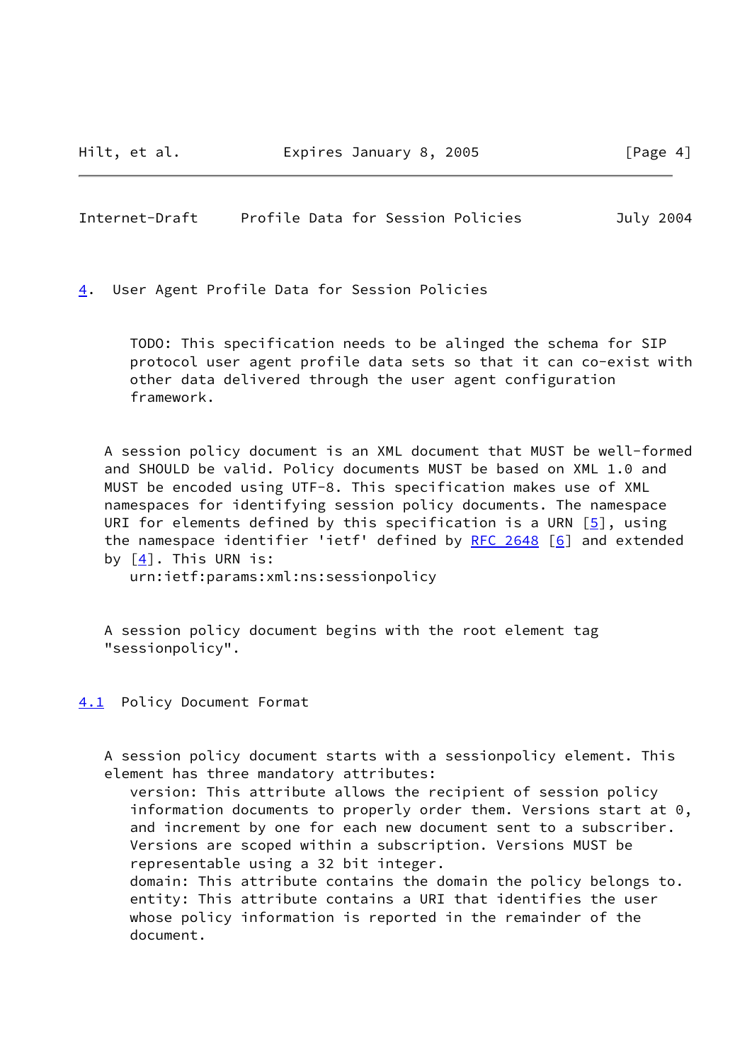## 4. User Agent Profile Data for Session Policies

> TODO: This specification needs to be alinged the schema for SIP protocol user agent profile data sets so that it can co-exist with other data delivered through the user agent configuration framework.

A session policy document is an XML document that MUST be well-formed and SHOULD be valid. Policy documents MUST be based on XML 1.0 and MUST be encoded using UTF-8. This specification makes use of XML namespaces for identifying session policy documents. The namespace URI for elements defined by this specification is a URN [5], using the namespace identifier 'ietf' defined by RFC 2648 [6] and extended by [4]. This URN is:

```
urn:ietf:params:xml:ns:sessionpolicy
```

A session policy document begins with the root element tag "sessionpolicy".

### 4.1 Policy Document Format

A session policy document starts with a sessionpolicy element. This element has three mandatory attributes:

- version: This attribute allows the recipient of session policy information documents to properly order them. Versions start at 0, and increment by one for each new document sent to a subscriber. Versions are scoped within a subscription. Versions MUST be representable using a 32 bit integer.
- domain: This attribute contains the domain the policy belongs to.
- entity: This attribute contains a URI that identifies the user whose policy information is reported in the remainder of the document.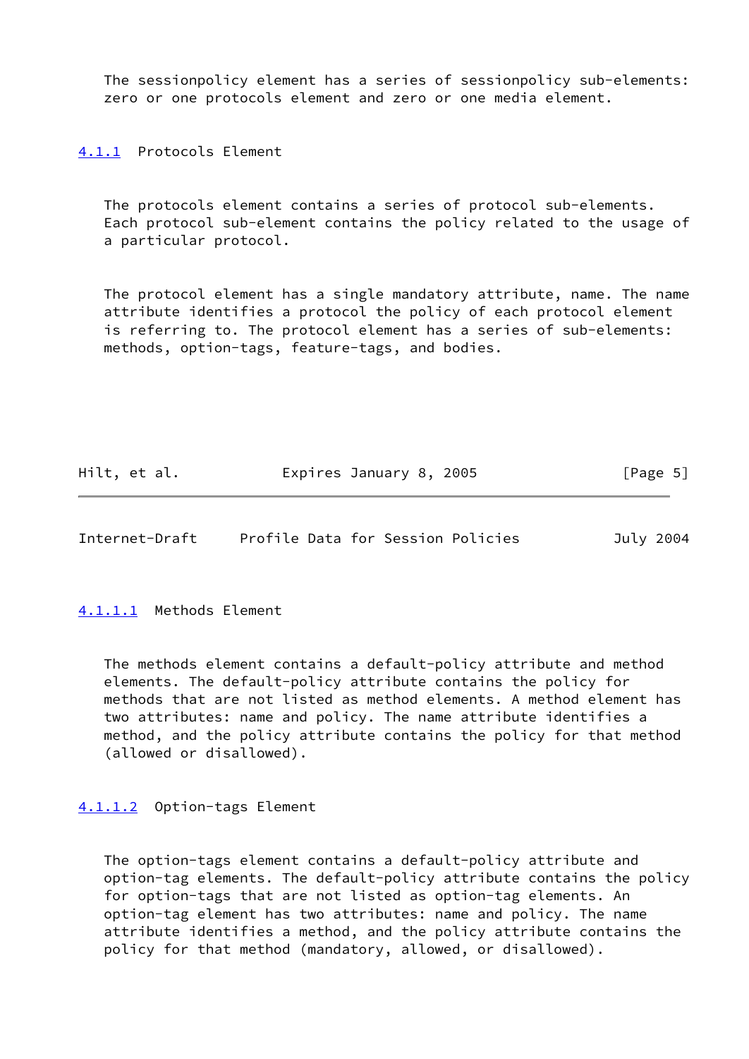The sessionpolicy element has a series of sessionpolicy sub-elements: zero or one protocols element and zero or one media element.

### 4.1.1 Protocols Element

The protocols element contains a series of protocol sub-elements. Each protocol sub-element contains the policy related to the usage of a particular protocol.

The protocol element has a single mandatory attribute, name. The name attribute identifies a protocol the policy of each protocol element is referring to. The protocol element has a series of sub-elements: methods, option-tags, feature-tags, and bodies.

#### 4.1.1.1 Methods Element

The methods element contains a default-policy attribute and method elements. The default-policy attribute contains the policy for methods that are not listed as method elements. A method element has two attributes: name and policy. The name attribute identifies a method, and the policy attribute contains the policy for that method (allowed or disallowed).

#### 4.1.1.2 Option-tags Element

The option-tags element contains a default-policy attribute and option-tag elements. The default-policy attribute contains the policy for option-tags that are not listed as option-tag elements. An option-tag element has two attributes: name and policy. The name attribute identifies a method, and the policy attribute contains the policy for that method (mandatory, allowed, or disallowed).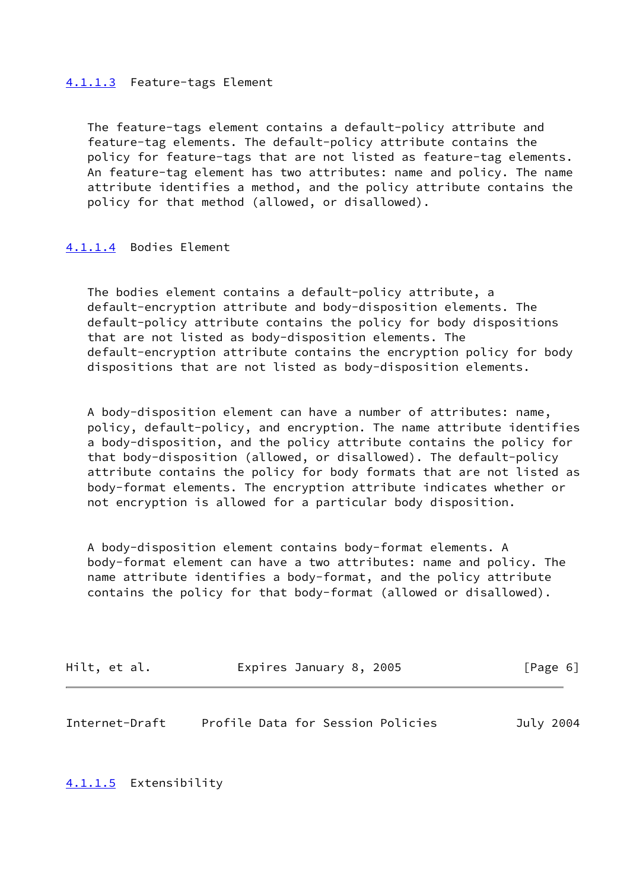#### 4.1.1.3 Feature-tags Element

The feature-tags element contains a default-policy attribute and feature-tag elements. The default-policy attribute contains the policy for feature-tags that are not listed as feature-tag elements. An feature-tag element has two attributes: name and policy. The name attribute identifies a method, and the policy attribute contains the policy for that method (allowed, or disallowed).

#### 4.1.1.4 Bodies Element

The bodies element contains a default-policy attribute, a default-encryption attribute and body-disposition elements. The default-policy attribute contains the policy for body dispositions that are not listed as body-disposition elements. The default-encryption attribute contains the encryption policy for body dispositions that are not listed as body-disposition elements.

A body-disposition element can have a number of attributes: name, policy, default-policy, and encryption. The name attribute identifies a body-disposition, and the policy attribute contains the policy for that body-disposition (allowed, or disallowed). The default-policy attribute contains the policy for body formats that are not listed as body-format elements. The encryption attribute indicates whether or not encryption is allowed for a particular body disposition.

A body-disposition element contains body-format elements. A body-format element can have a two attributes: name and policy. The name attribute identifies a body-format, and the policy attribute contains the policy for that body-format (allowed or disallowed).

#### 4.1.1.5 Extensibility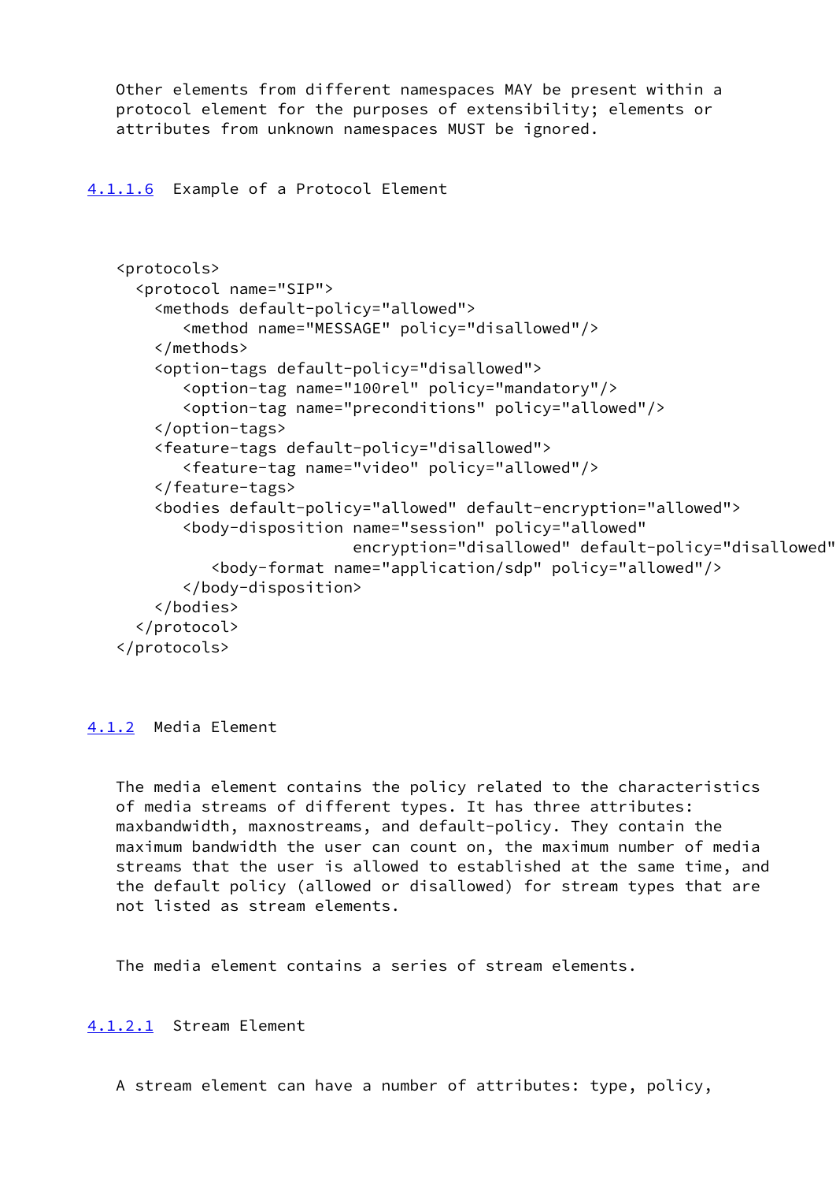Other elements from different namespaces MAY be present within a protocol element for the purposes of extensibility; elements or attributes from unknown namespaces MUST be ignored.

#### 4.1.1.6 Example of a Protocol Element

```
<protocols>
  <protocol name="SIP">
    <methods default-policy="allowed">
       <method name="MESSAGE" policy="disallowed"/>
    </methods>
    <option-tags default-policy="disallowed">
       <option-tag name="100rel" policy="mandatory"/>
       <option-tag name="preconditions" policy="allowed"/>
    </option-tags>
    <feature-tags default-policy="disallowed">
       <feature-tag name="video" policy="allowed"/>
    </feature-tags>
    <bodies default-policy="allowed" default-encryption="allowed">
       <body-disposition name="session" policy="allowed"
                          encryption="disallowed" default-policy="disallowed"
          <body-format name="application/sdp" policy="allowed"/>
       </body-disposition>
    </bodies>
  </protocol>
</protocols>
```

### 4.1.2 Media Element

The media element contains the policy related to the characteristics of media streams of different types. It has three attributes: maxbandwidth, maxnostreams, and default-policy. They contain the maximum bandwidth the user can count on, the maximum number of media streams that the user is allowed to established at the same time, and the default policy (allowed or disallowed) for stream types that are not listed as stream elements.

The media element contains a series of stream elements.

#### 4.1.2.1 Stream Element

A stream element can have a number of attributes: type, policy,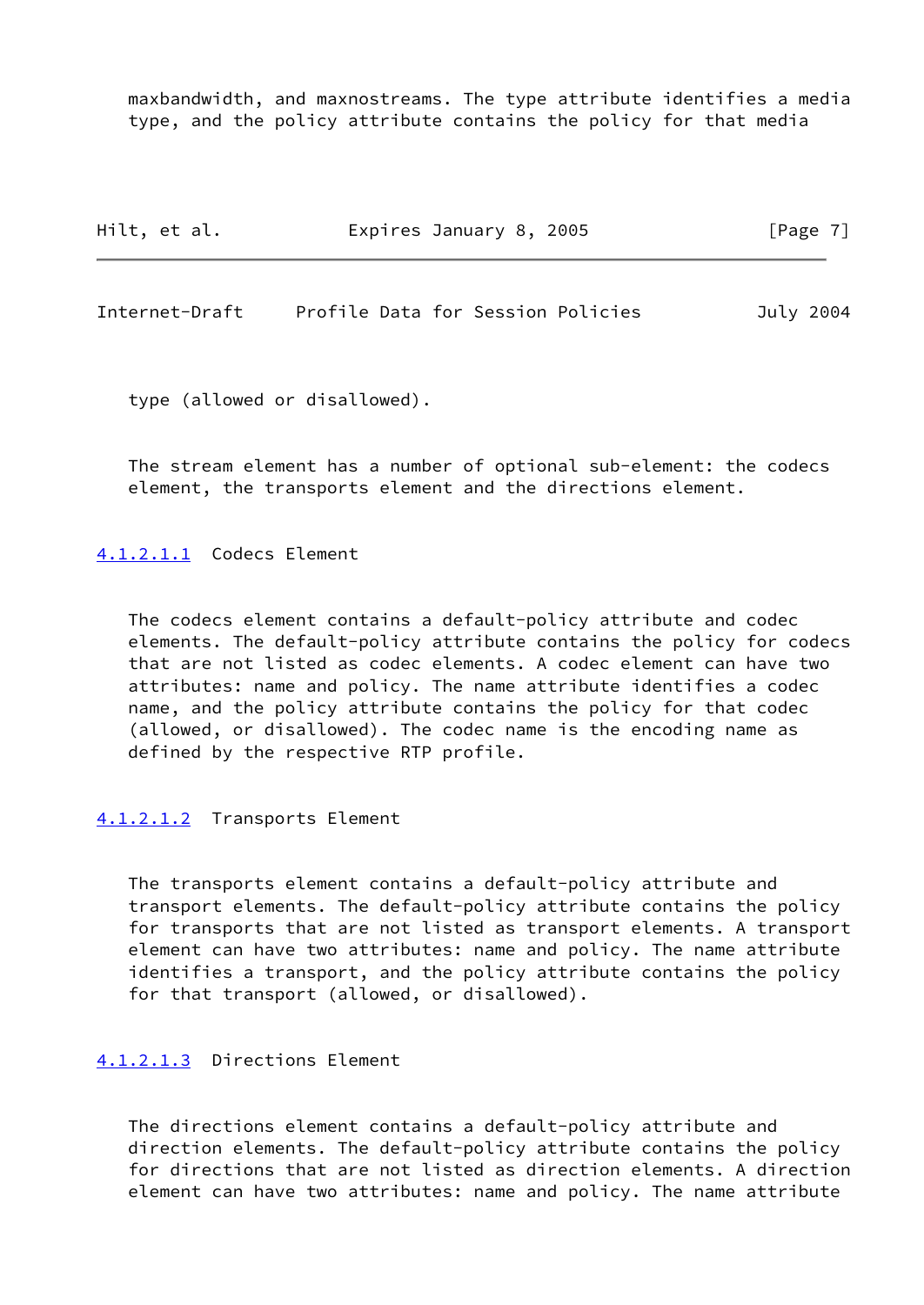maxbandwidth, and maxnostreams. The type attribute identifies a media type, and the policy attribute contains the policy for that media

type (allowed or disallowed).

The stream element has a number of optional sub-element: the codecs element, the transports element and the directions element.

#### 4.1.2.1.1 Codecs Element

The codecs element contains a default-policy attribute and codec elements. The default-policy attribute contains the policy for codecs that are not listed as codec elements. A codec element can have two attributes: name and policy. The name attribute identifies a codec name, and the policy attribute contains the policy for that codec (allowed, or disallowed). The codec name is the encoding name as defined by the respective RTP profile.

#### 4.1.2.1.2 Transports Element

The transports element contains a default-policy attribute and transport elements. The default-policy attribute contains the policy for transports that are not listed as transport elements. A transport element can have two attributes: name and policy. The name attribute identifies a transport, and the policy attribute contains the policy for that transport (allowed, or disallowed).

#### 4.1.2.1.3 Directions Element

The directions element contains a default-policy attribute and direction elements. The default-policy attribute contains the policy for directions that are not listed as direction elements. A direction element can have two attributes: name and policy. The name attribute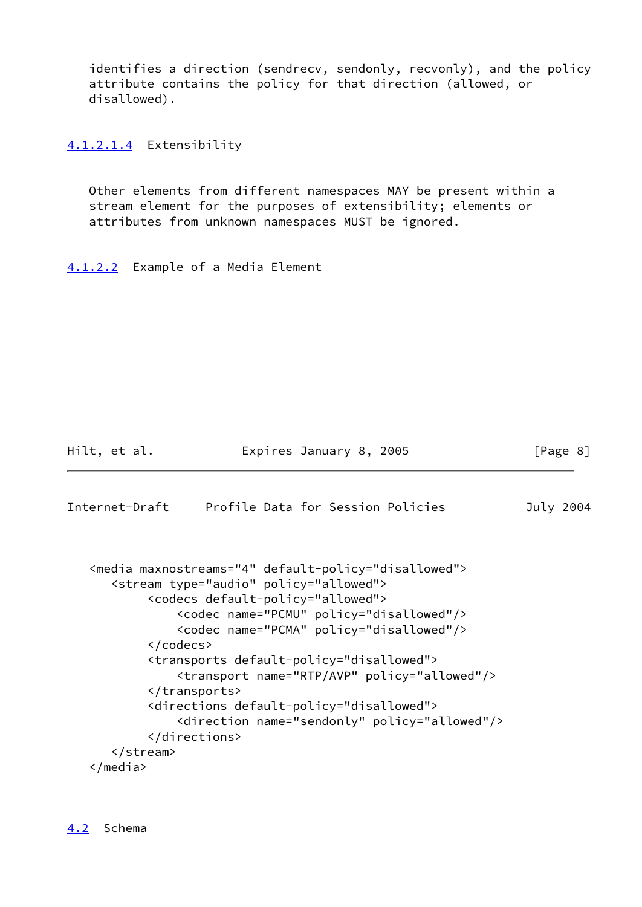identifies a direction (sendrecv, sendonly, recvonly), and the policy attribute contains the policy for that direction (allowed, or disallowed).

##### 4.1.2.1.4 Extensibility

Other elements from different namespaces MAY be present within a stream element for the purposes of extensibility; elements or attributes from unknown namespaces MUST be ignored.

#### 4.1.2.2 Example of a Media Element

```
<media maxnostreams="4" default-policy="disallowed">
   <stream type="audio" policy="allowed">
        <codecs default-policy="allowed">
            <codec name="PCMU" policy="disallowed"/>
            <codec name="PCMA" policy="disallowed"/>
        </codecs>
        <transports default-policy="disallowed">
            <transport name="RTP/AVP" policy="allowed"/>
        </transports>
        <directions default-policy="disallowed">
            <direction name="sendonly" policy="allowed"/>
        </directions>
   </stream>
</media>
```

### 4.2 Schema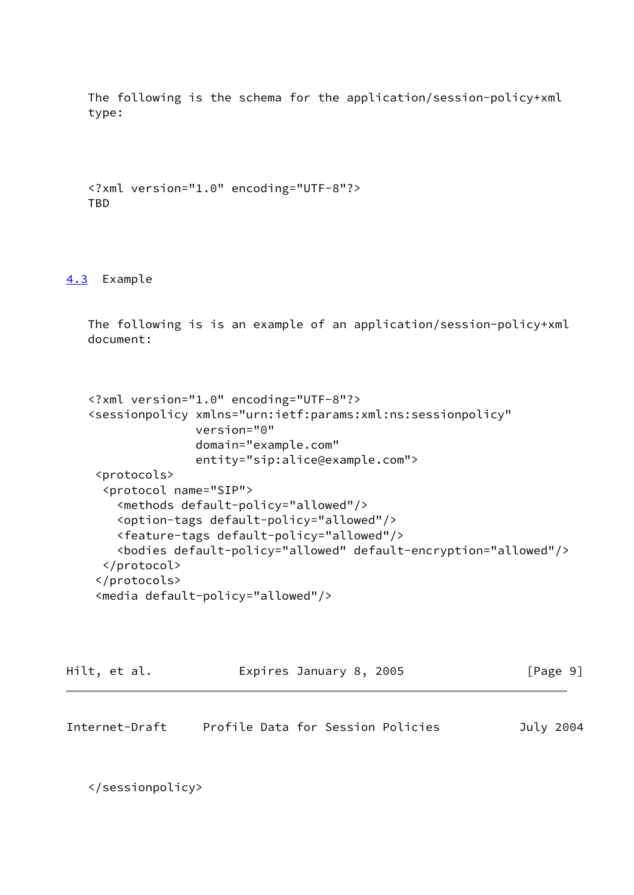The following is the schema for the application/session-policy+xml type:

```
<?xml version="1.0" encoding="UTF-8"?>
TBD
```

### 4.3 Example

The following is is an example of an application/session-policy+xml document:

```
<?xml version="1.0" encoding="UTF-8"?>
<sessionpolicy xmlns="urn:ietf:params:xml:ns:sessionpolicy"
               version="0"
               domain="example.com"
               entity="sip:alice@example.com">
 <protocols>
  <protocol name="SIP">
    <methods default-policy="allowed"/>
    <option-tags default-policy="allowed"/>
    <feature-tags default-policy="allowed"/>
    <bodies default-policy="allowed" default-encryption="allowed"/>
  </protocol>
 </protocols>
 <media default-policy="allowed"/>
</sessionpolicy>
```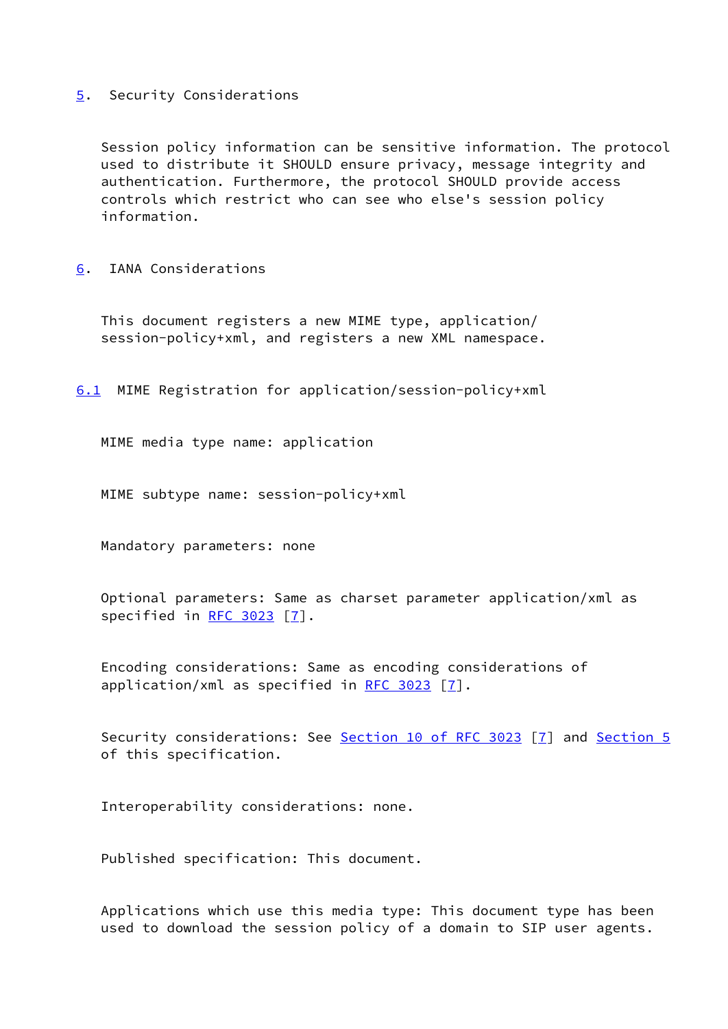## 5. Security Considerations

Session policy information can be sensitive information. The protocol used to distribute it SHOULD ensure privacy, message integrity and authentication. Furthermore, the protocol SHOULD provide access controls which restrict who can see who else's session policy information.

## 6. IANA Considerations

This document registers a new MIME type, application/session-policy+xml, and registers a new XML namespace.

### 6.1 MIME Registration for application/session-policy+xml

MIME media type name: application

MIME subtype name: session-policy+xml

Mandatory parameters: none

Optional parameters: Same as charset parameter application/xml as specified in RFC 3023 [7].

Encoding considerations: Same as encoding considerations of application/xml as specified in RFC 3023 [7].

Security considerations: See Section 10 of RFC 3023 [7] and Section 5 of this specification.

Interoperability considerations: none.

Published specification: This document.

Applications which use this media type: This document type has been used to download the session policy of a domain to SIP user agents.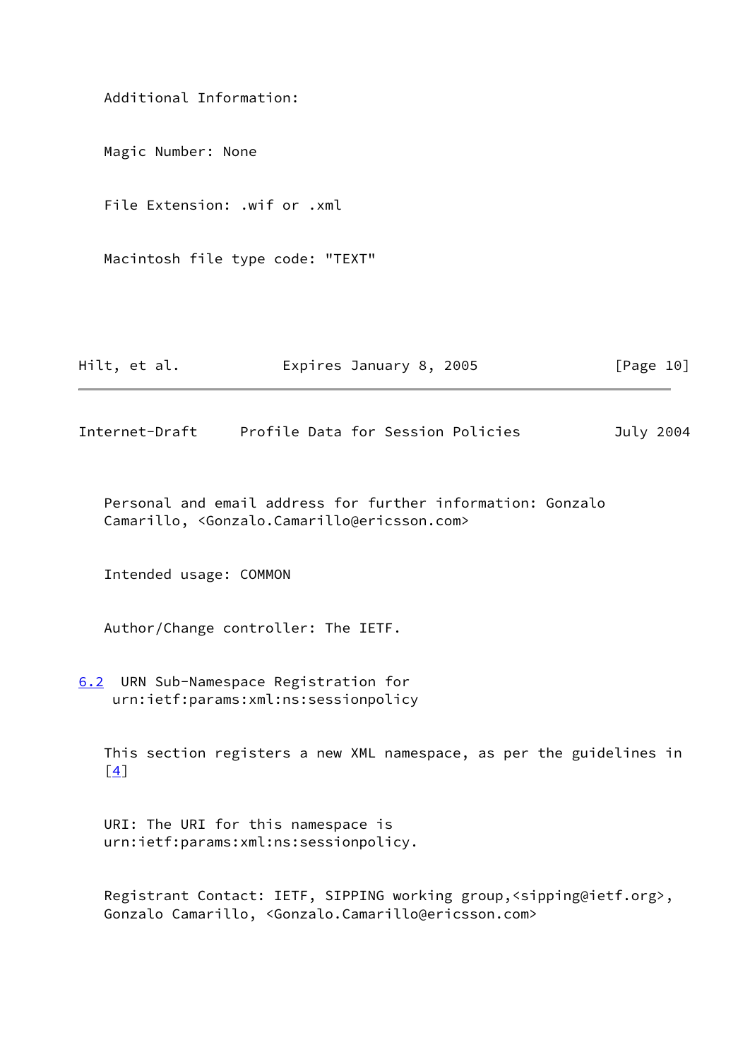Additional Information:

Magic Number: None

File Extension: .wif or .xml

Macintosh file type code: "TEXT"

Personal and email address for further information: Gonzalo Camarillo, <Gonzalo.Camarillo@ericsson.com>

Intended usage: COMMON

Author/Change controller: The IETF.

### 6.2 URN Sub-Namespace Registration for urn:ietf:params:xml:ns:sessionpolicy

This section registers a new XML namespace, as per the guidelines in [4]

URI: The URI for this namespace is urn:ietf:params:xml:ns:sessionpolicy.

Registrant Contact: IETF, SIPPING working group,<sipping@ietf.org>, Gonzalo Camarillo, <Gonzalo.Camarillo@ericsson.com>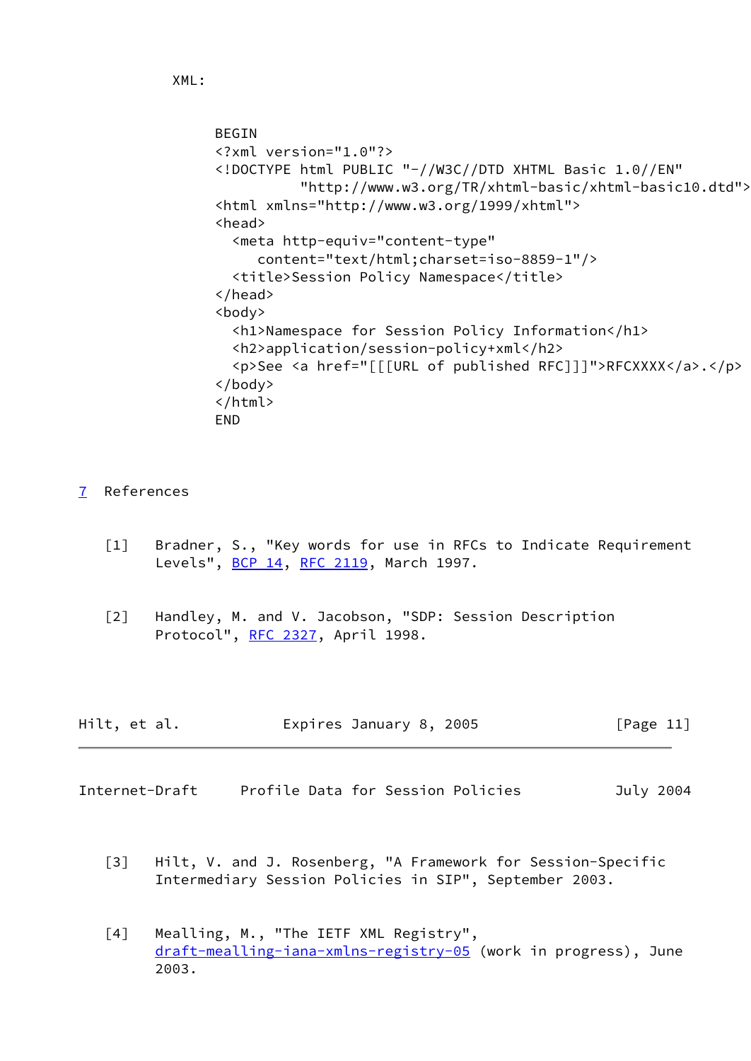XML:

```
BEGIN
<?xml version="1.0"?>
<!DOCTYPE html PUBLIC "-//W3C//DTD XHTML Basic 1.0//EN"
          "http://www.w3.org/TR/xhtml-basic/xhtml-basic10.dtd">
<html xmlns="http://www.w3.org/1999/xhtml">
<head>
  <meta http-equiv="content-type"
     content="text/html;charset=iso-8859-1"/>
  <title>Session Policy Namespace</title>
</head>
<body>
  <h1>Namespace for Session Policy Information</h1>
  <h2>application/session-policy+xml</h2>
  <p>See <a href="[[[URL of published RFC]]]">RFCXXXX</a>.</p>
</body>
</html>
END
```

## 7 References

[1] Bradner, S., "Key words for use in RFCs to Indicate Requirement Levels", BCP 14, RFC 2119, March 1997.

[2] Handley, M. and V. Jacobson, "SDP: Session Description Protocol", RFC 2327, April 1998.

[3] Hilt, V. and J. Rosenberg, "A Framework for Session-Specific Intermediary Session Policies in SIP", September 2003.

[4] Mealling, M., "The IETF XML Registry", draft-mealling-iana-xmlns-registry-05 (work in progress), June 2003.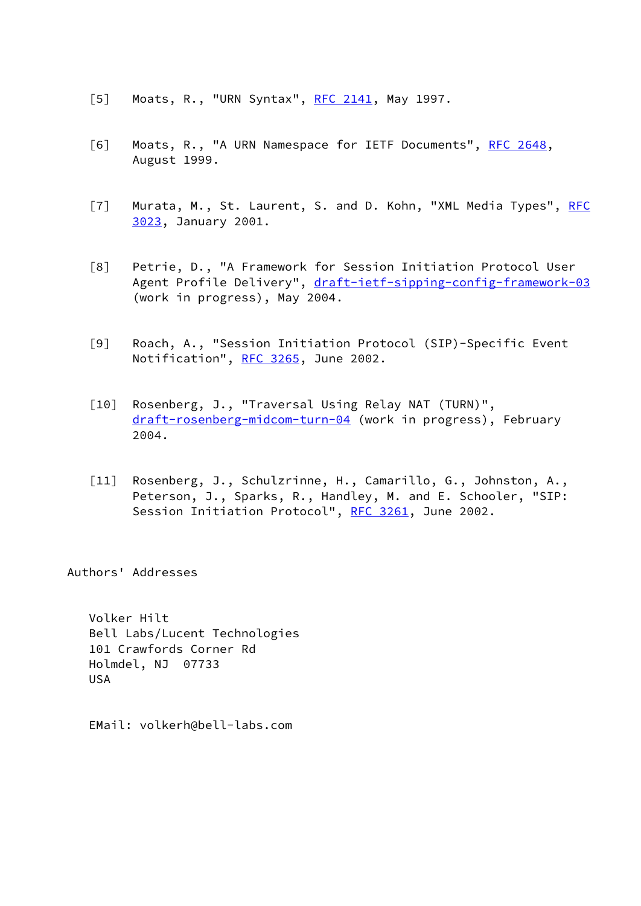[5] Moats, R., "URN Syntax", RFC 2141, May 1997.

[6] Moats, R., "A URN Namespace for IETF Documents", RFC 2648, August 1999.

[7] Murata, M., St. Laurent, S. and D. Kohn, "XML Media Types", RFC 3023, January 2001.

[8] Petrie, D., "A Framework for Session Initiation Protocol User Agent Profile Delivery", draft-ietf-sipping-config-framework-03 (work in progress), May 2004.

[9] Roach, A., "Session Initiation Protocol (SIP)-Specific Event Notification", RFC 3265, June 2002.

[10] Rosenberg, J., "Traversal Using Relay NAT (TURN)", draft-rosenberg-midcom-turn-04 (work in progress), February 2004.

[11] Rosenberg, J., Schulzrinne, H., Camarillo, G., Johnston, A., Peterson, J., Sparks, R., Handley, M. and E. Schooler, "SIP: Session Initiation Protocol", RFC 3261, June 2002.

## Authors' Addresses

Volker Hilt
Bell Labs/Lucent Technologies
101 Crawfords Corner Rd
Holmdel, NJ 07733
USA

EMail: volkerh@bell-labs.com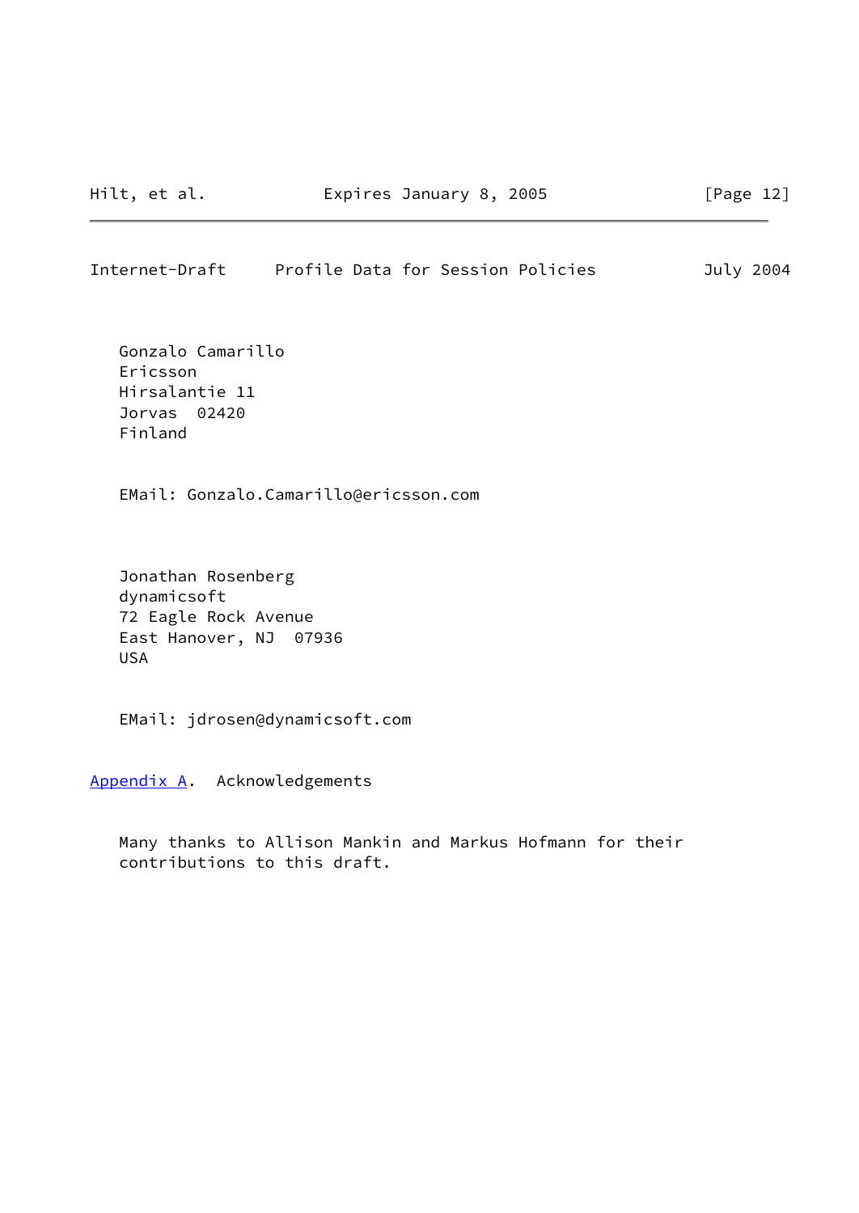Gonzalo Camarillo
Ericsson
Hirsalantie 11
Jorvas  02420
Finland

EMail: Gonzalo.Camarillo@ericsson.com

Jonathan Rosenberg
dynamicsoft
72 Eagle Rock Avenue
East Hanover, NJ  07936
USA

EMail: jdrosen@dynamicsoft.com

## Appendix A.  Acknowledgements

Many thanks to Allison Mankin and Markus Hofmann for their contributions to this draft.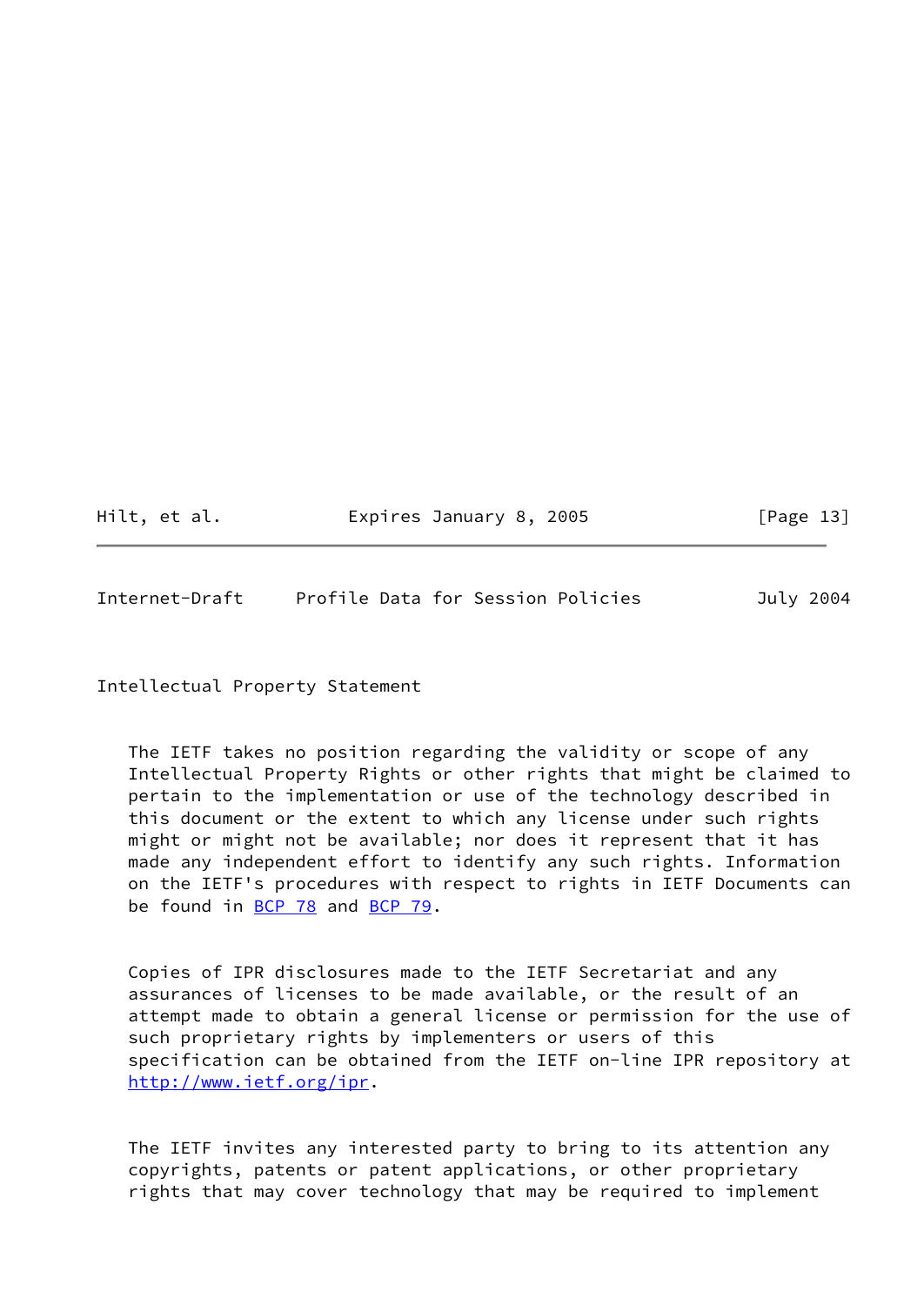## Intellectual Property Statement

The IETF takes no position regarding the validity or scope of any Intellectual Property Rights or other rights that might be claimed to pertain to the implementation or use of the technology described in this document or the extent to which any license under such rights might or might not be available; nor does it represent that it has made any independent effort to identify any such rights. Information on the IETF's procedures with respect to rights in IETF Documents can be found in BCP 78 and BCP 79.

Copies of IPR disclosures made to the IETF Secretariat and any assurances of licenses to be made available, or the result of an attempt made to obtain a general license or permission for the use of such proprietary rights by implementers or users of this specification can be obtained from the IETF on-line IPR repository at http://www.ietf.org/ipr.

The IETF invites any interested party to bring to its attention any copyrights, patents or patent applications, or other proprietary rights that may cover technology that may be required to implement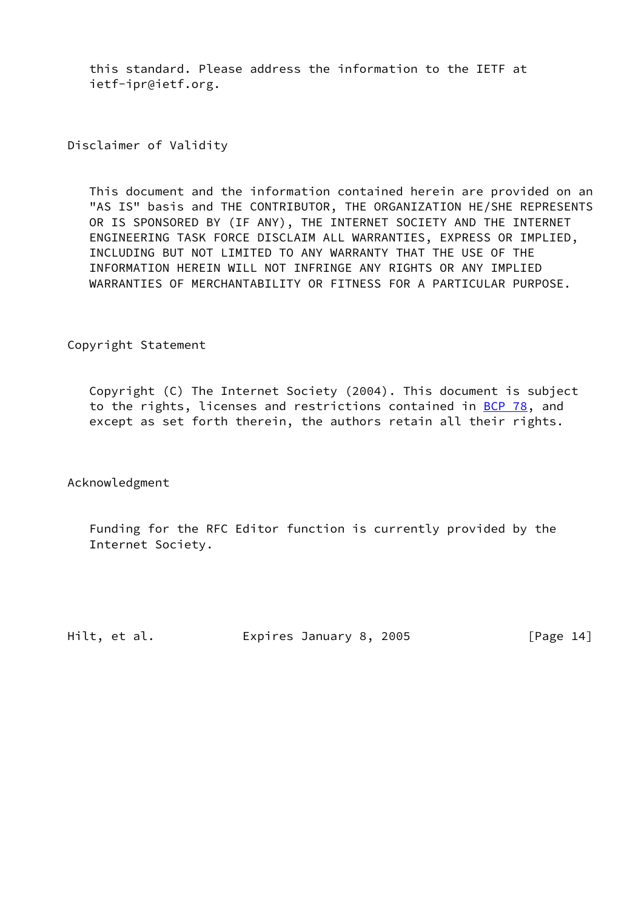this standard. Please address the information to the IETF at ietf-ipr@ietf.org.

## Disclaimer of Validity

This document and the information contained herein are provided on an "AS IS" basis and THE CONTRIBUTOR, THE ORGANIZATION HE/SHE REPRESENTS OR IS SPONSORED BY (IF ANY), THE INTERNET SOCIETY AND THE INTERNET ENGINEERING TASK FORCE DISCLAIM ALL WARRANTIES, EXPRESS OR IMPLIED, INCLUDING BUT NOT LIMITED TO ANY WARRANTY THAT THE USE OF THE INFORMATION HEREIN WILL NOT INFRINGE ANY RIGHTS OR ANY IMPLIED WARRANTIES OF MERCHANTABILITY OR FITNESS FOR A PARTICULAR PURPOSE.

## Copyright Statement

Copyright (C) The Internet Society (2004). This document is subject to the rights, licenses and restrictions contained in BCP 78, and except as set forth therein, the authors retain all their rights.

## Acknowledgment

Funding for the RFC Editor function is currently provided by the Internet Society.